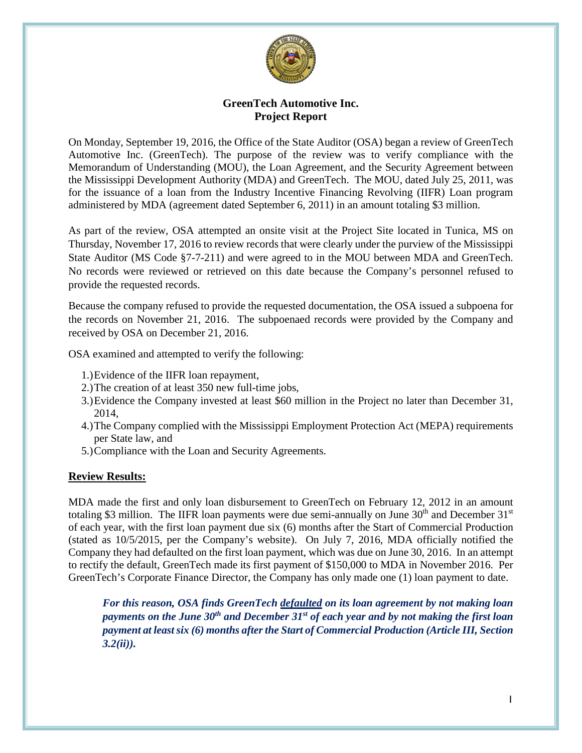# GreenTech Automotive Inc.
# Project Report

On Monday, September 19, 2016, the Office of the State Auditor (OSA) began a review of GreenTech Automotive Inc. (GreenTech). The purpose of the review was to verify compliance with the Memorandum of Understanding (MOU), the Loan Agreement, and the Security Agreement between the Mississippi Development Authority (MDA) and GreenTech. The MOU, dated July 25, 2011, was for the issuance of a loan from the Industry Incentive Financing Revolving (IIFR) Loan program administered by MDA (agreement dated September 6, 2011) in an amount totaling $3 million.

As part of the review, OSA attempted an onsite visit at the Project Site located in Tunica, MS on Thursday, November 17, 2016 to review records that were clearly under the purview of the Mississippi State Auditor (MS Code §7-7-211) and were agreed to in the MOU between MDA and GreenTech. No records were reviewed or retrieved on this date because the Company's personnel refused to provide the requested records.

Because the company refused to provide the requested documentation, the OSA issued a subpoena for the records on November 21, 2016. The subpoenaed records were provided by the Company and received by OSA on December 21, 2016.

OSA examined and attempted to verify the following:

1.) Evidence of the IIFR loan repayment,
2.) The creation of at least 350 new full-time jobs,
3.) Evidence the Company invested at least $60 million in the Project no later than December 31, 2014,
4.) The Company complied with the Mississippi Employment Protection Act (MEPA) requirements per State law, and
5.) Compliance with the Loan and Security Agreements.

## Review Results:

MDA made the first and only loan disbursement to GreenTech on February 12, 2012 in an amount totaling $3 million. The IIFR loan payments were due semi-annually on June 30th and December 31st of each year, with the first loan payment due six (6) months after the Start of Commercial Production (stated as 10/5/2015, per the Company's website). On July 7, 2016, MDA officially notified the Company they had defaulted on the first loan payment, which was due on June 30, 2016. In an attempt to rectify the default, GreenTech made its first payment of $150,000 to MDA in November 2016. Per GreenTech's Corporate Finance Director, the Company has only made one (1) loan payment to date.

> ***For this reason, OSA finds GreenTech defaulted on its loan agreement by not making loan payments on the June 30th and December 31st of each year and by not making the first loan payment at least six (6) months after the Start of Commercial Production (Article III, Section 3.2(ii)).***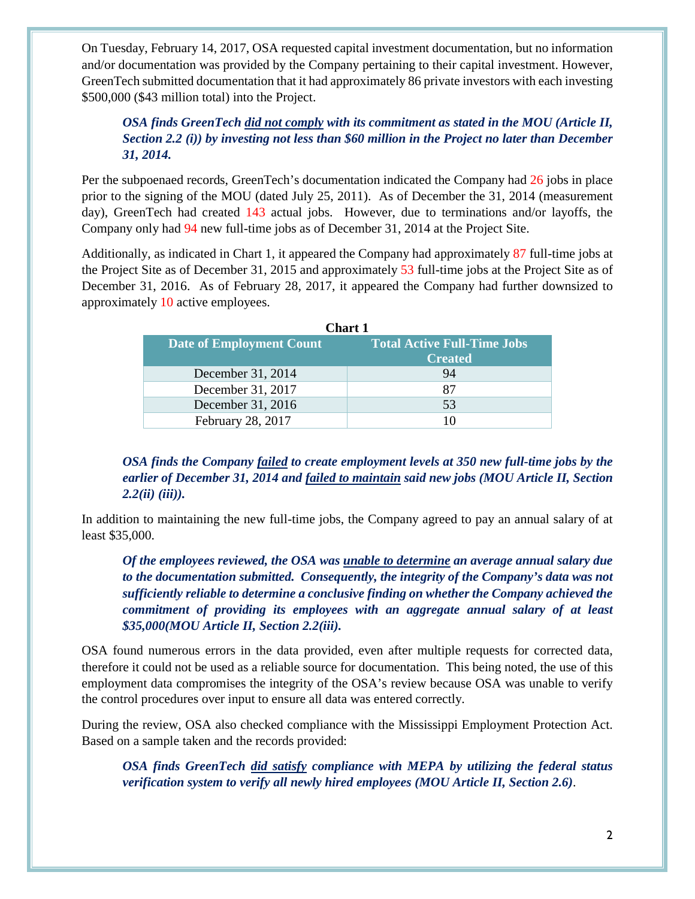On Tuesday, February 14, 2017, OSA requested capital investment documentation, but no information and/or documentation was provided by the Company pertaining to their capital investment. However, GreenTech submitted documentation that it had approximately 86 private investors with each investing $500,000 ($43 million total) into the Project.

> ***OSA finds GreenTech <u>did not comply</u> with its commitment as stated in the MOU (Article II, Section 2.2 (i)) by investing not less than $60 million in the Project no later than December 31, 2014.***

Per the subpoenaed records, GreenTech's documentation indicated the Company had 26 jobs in place prior to the signing of the MOU (dated July 25, 2011). As of December the 31, 2014 (measurement day), GreenTech had created 143 actual jobs. However, due to terminations and/or layoffs, the Company only had 94 new full-time jobs as of December 31, 2014 at the Project Site.

Additionally, as indicated in Chart 1, it appeared the Company had approximately 87 full-time jobs at the Project Site as of December 31, 2015 and approximately 53 full-time jobs at the Project Site as of December 31, 2016. As of February 28, 2017, it appeared the Company had further downsized to approximately 10 active employees.

**Chart 1**

| Date of Employment Count | Total Active Full-Time Jobs Created |
|---|---|
| December 31, 2014 | 94 |
| December 31, 2017 | 87 |
| December 31, 2016 | 53 |
| February 28, 2017 | 10 |

> ***OSA finds the Company <u>failed</u> to create employment levels at 350 new full-time jobs by the earlier of December 31, 2014 and <u>failed to maintain</u> said new jobs (MOU Article II, Section 2.2(ii) (iii)).***

In addition to maintaining the new full-time jobs, the Company agreed to pay an annual salary of at least $35,000.

> ***Of the employees reviewed, the OSA was <u>unable to determine</u> an average annual salary due to the documentation submitted. Consequently, the integrity of the Company's data was not sufficiently reliable to determine a conclusive finding on whether the Company achieved the commitment of providing its employees with an aggregate annual salary of at least $35,000(MOU Article II, Section 2.2(iii).***

OSA found numerous errors in the data provided, even after multiple requests for corrected data, therefore it could not be used as a reliable source for documentation. This being noted, the use of this employment data compromises the integrity of the OSA's review because OSA was unable to verify the control procedures over input to ensure all data was entered correctly.

During the review, OSA also checked compliance with the Mississippi Employment Protection Act. Based on a sample taken and the records provided:

> ***OSA finds GreenTech <u>did satisfy</u> compliance with MEPA by utilizing the federal status verification system to verify all newly hired employees (MOU Article II, Section 2.6)***.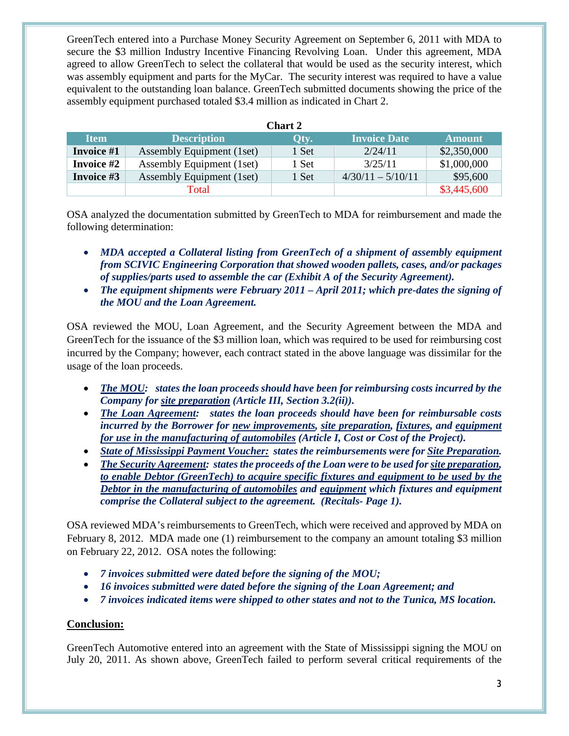GreenTech entered into a Purchase Money Security Agreement on September 6, 2011 with MDA to secure the $3 million Industry Incentive Financing Revolving Loan. Under this agreement, MDA agreed to allow GreenTech to select the collateral that would be used as the security interest, which was assembly equipment and parts for the MyCar. The security interest was required to have a value equivalent to the outstanding loan balance. GreenTech submitted documents showing the price of the assembly equipment purchased totaled $3.4 million as indicated in Chart 2.

**Chart 2**

| Item | Description | Qty. | Invoice Date | Amount |
|---|---|---|---|---|
| **Invoice #1** | Assembly Equipment (1set) | 1 Set | 2/24/11 | $2,350,000 |
| **Invoice #2** | Assembly Equipment (1set) | 1 Set | 3/25/11 | $1,000,000 |
| **Invoice #3** | Assembly Equipment (1set) | 1 Set | 4/30/11 – 5/10/11 | $95,600 |
| | Total | | | $3,445,600 |

OSA analyzed the documentation submitted by GreenTech to MDA for reimbursement and made the following determination:

- ***MDA accepted a Collateral listing from GreenTech of a shipment of assembly equipment from SCIVIC Engineering Corporation that showed wooden pallets, cases, and/or packages of supplies/parts used to assemble the car (Exhibit A of the Security Agreement).***
- ***The equipment shipments were February 2011 – April 2011; which pre-dates the signing of the MOU and the Loan Agreement.***

OSA reviewed the MOU, Loan Agreement, and the Security Agreement between the MDA and GreenTech for the issuance of the $3 million loan, which was required to be used for reimbursing cost incurred by the Company; however, each contract stated in the above language was dissimilar for the usage of the loan proceeds.

- ***The MOU: states the loan proceeds should have been for reimbursing costs incurred by the Company for site preparation (Article III, Section 3.2(ii)).***
- ***The Loan Agreement: states the loan proceeds should have been for reimbursable costs incurred by the Borrower for new improvements, site preparation, fixtures, and equipment for use in the manufacturing of automobiles (Article I, Cost or Cost of the Project).***
- ***State of Mississippi Payment Voucher: states the reimbursements were for Site Preparation.***
- ***The Security Agreement: states the proceeds of the Loan were to be used for site preparation, to enable Debtor (GreenTech) to acquire specific fixtures and equipment to be used by the Debtor in the manufacturing of automobiles and equipment which fixtures and equipment comprise the Collateral subject to the agreement. (Recitals- Page 1).***

OSA reviewed MDA's reimbursements to GreenTech, which were received and approved by MDA on February 8, 2012. MDA made one (1) reimbursement to the company an amount totaling $3 million on February 22, 2012. OSA notes the following:

- ***7 invoices submitted were dated before the signing of the MOU;***
- ***16 invoices submitted were dated before the signing of the Loan Agreement; and***
- ***7 invoices indicated items were shipped to other states and not to the Tunica, MS location.***

## Conclusion:

GreenTech Automotive entered into an agreement with the State of Mississippi signing the MOU on July 20, 2011. As shown above, GreenTech failed to perform several critical requirements of the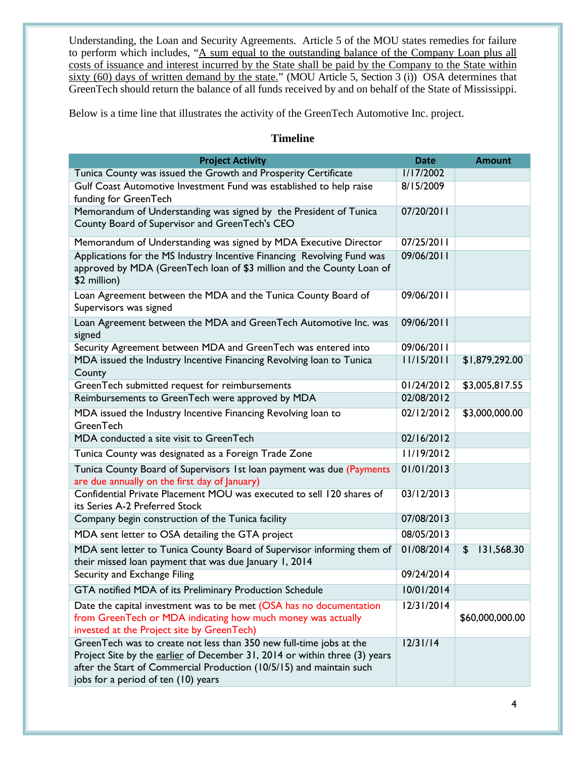Understanding, the Loan and Security Agreements. Article 5 of the MOU states remedies for failure to perform which includes, "A sum equal to the outstanding balance of the Company Loan plus all costs of issuance and interest incurred by the State shall be paid by the Company to the State within sixty (60) days of written demand by the state." (MOU Article 5, Section 3 (i)) OSA determines that GreenTech should return the balance of all funds received by and on behalf of the State of Mississippi.

Below is a time line that illustrates the activity of the GreenTech Automotive Inc. project.

## Timeline

| Project Activity | Date | Amount |
|---|---|---|
| Tunica County was issued the Growth and Prosperity Certificate | 1/17/2002 | |
| Gulf Coast Automotive Investment Fund was established to help raise funding for GreenTech | 8/15/2009 | |
| Memorandum of Understanding was signed by the President of Tunica County Board of Supervisor and GreenTech's CEO | 07/20/2011 | |
| Memorandum of Understanding was signed by MDA Executive Director | 07/25/2011 | |
| Applications for the MS Industry Incentive Financing Revolving Fund was approved by MDA (GreenTech loan of $3 million and the County Loan of $2 million) | 09/06/2011 | |
| Loan Agreement between the MDA and the Tunica County Board of Supervisors was signed | 09/06/2011 | |
| Loan Agreement between the MDA and GreenTech Automotive Inc. was signed | 09/06/2011 | |
| Security Agreement between MDA and GreenTech was entered into | 09/06/2011 | |
| MDA issued the Industry Incentive Financing Revolving loan to Tunica County | 11/15/2011 | $1,879,292.00 |
| GreenTech submitted request for reimbursements | 01/24/2012 | $3,005,817.55 |
| Reimbursements to GreenTech were approved by MDA | 02/08/2012 | |
| MDA issued the Industry Incentive Financing Revolving loan to GreenTech | 02/12/2012 | $3,000,000.00 |
| MDA conducted a site visit to GreenTech | 02/16/2012 | |
| Tunica County was designated as a Foreign Trade Zone | 11/19/2012 | |
| Tunica County Board of Supervisors 1st loan payment was due (Payments are due annually on the first day of January) | 01/01/2013 | |
| Confidential Private Placement MOU was executed to sell 120 shares of its Series A-2 Preferred Stock | 03/12/2013 | |
| Company begin construction of the Tunica facility | 07/08/2013 | |
| MDA sent letter to OSA detailing the GTA project | 08/05/2013 | |
| MDA sent letter to Tunica County Board of Supervisor informing them of their missed loan payment that was due January 1, 2014 | 01/08/2014 | $ 131,568.30 |
| Security and Exchange Filing | 09/24/2014 | |
| GTA notified MDA of its Preliminary Production Schedule | 10/01/2014 | |
| Date the capital investment was to be met (OSA has no documentation from GreenTech or MDA indicating how much money was actually invested at the Project site by GreenTech) | 12/31/2014 | $60,000,000.00 |
| GreenTech was to create not less than 350 new full-time jobs at the Project Site by the earlier of December 31, 2014 or within three (3) years after the Start of Commercial Production (10/5/15) and maintain such jobs for a period of ten (10) years | 12/31/14 | |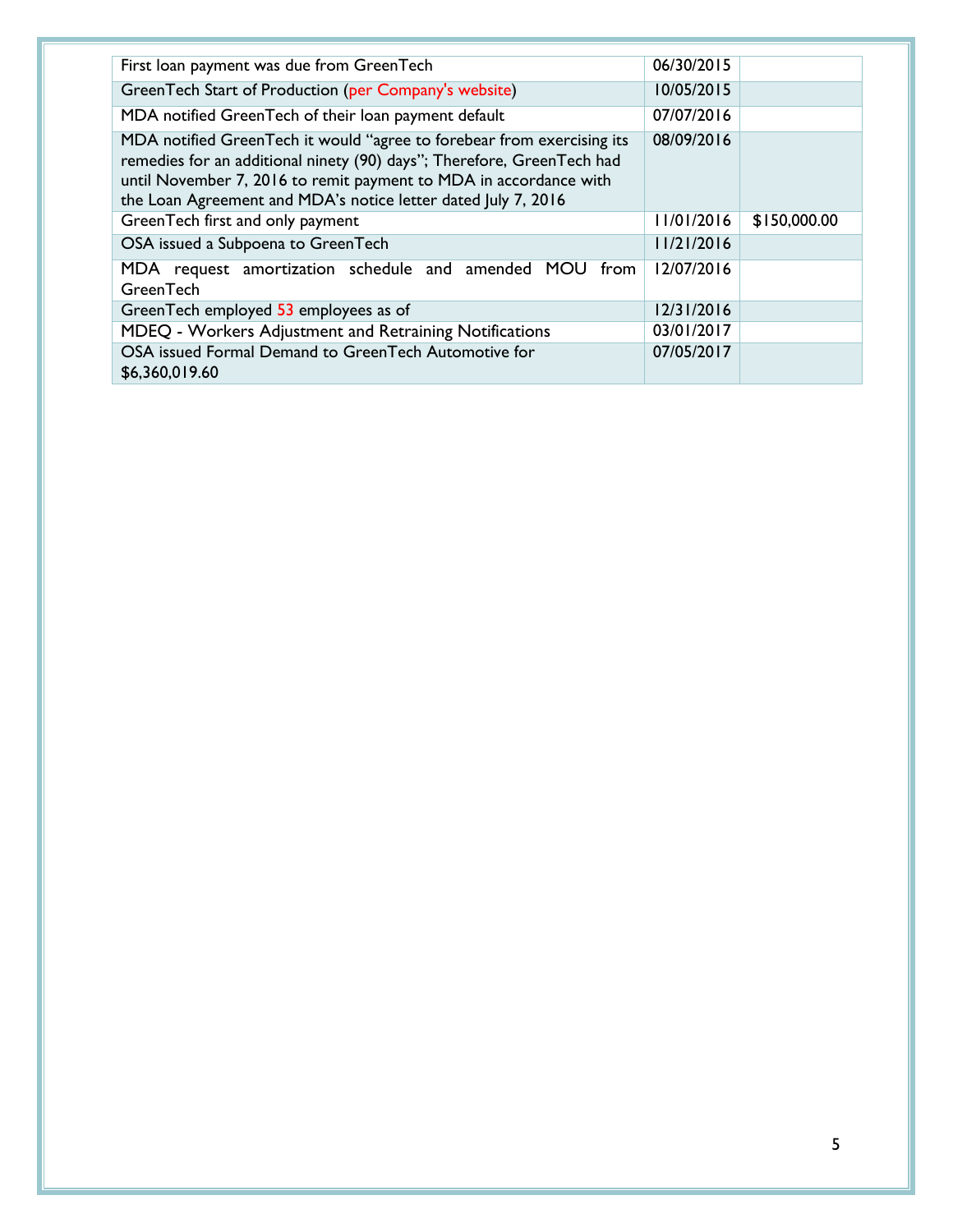| | | |
|---|---|---|
| First loan payment was due from GreenTech | 06/30/2015 | |
| GreenTech Start of Production (per Company's website) | 10/05/2015 | |
| MDA notified GreenTech of their loan payment default | 07/07/2016 | |
| MDA notified GreenTech it would "agree to forebear from exercising its remedies for an additional ninety (90) days"; Therefore, GreenTech had until November 7, 2016 to remit payment to MDA in accordance with the Loan Agreement and MDA's notice letter dated July 7, 2016 | 08/09/2016 | |
| GreenTech first and only payment | 11/01/2016 | $150,000.00 |
| OSA issued a Subpoena to GreenTech | 11/21/2016 | |
| MDA request amortization schedule and amended MOU from GreenTech | 12/07/2016 | |
| GreenTech employed 53 employees as of | 12/31/2016 | |
| MDEQ - Workers Adjustment and Retraining Notifications | 03/01/2017 | |
| OSA issued Formal Demand to GreenTech Automotive for $6,360,019.60 | 07/05/2017 | |